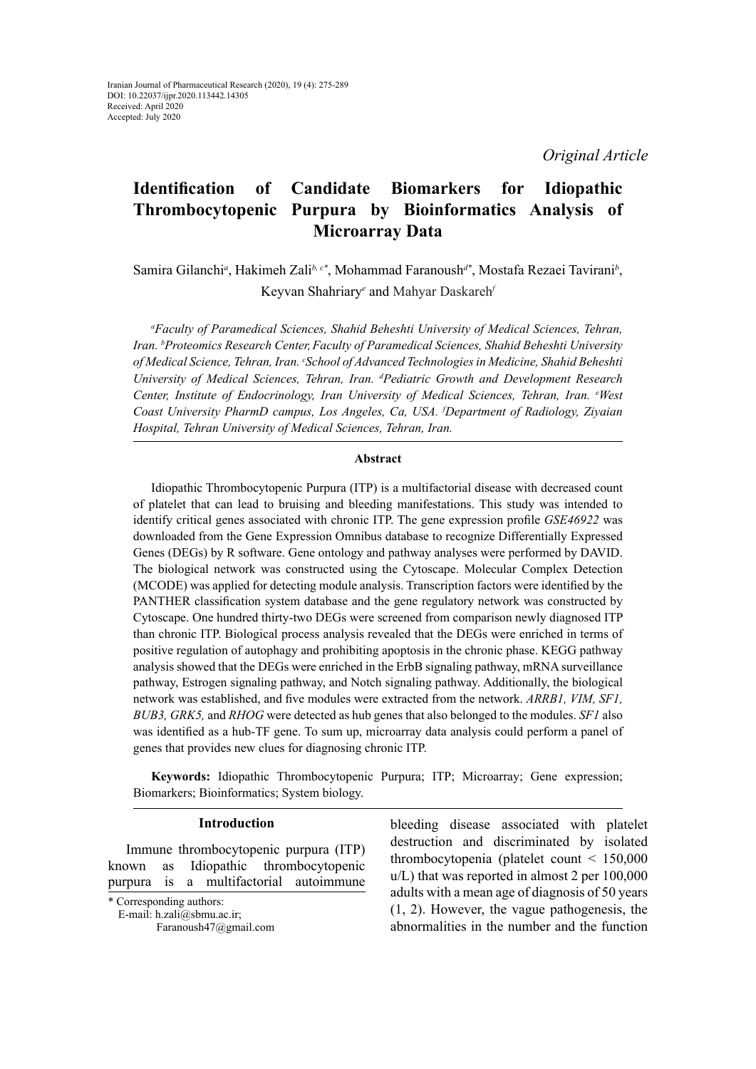Iranian Journal of Pharmaceutical Research (2020), 19 (4): 275-289
DOI: 10.22037/ijpr.2020.113442.14305
Received: April 2020
Accepted: July 2020

*Original Article*

# Identification of Candidate Biomarkers for Idiopathic Thrombocytopenic Purpura by Bioinformatics Analysis of Microarray Data

Samira Gilanchi[a], Hakimeh Zali[b, c*], Mohammad Faranoush[d*], Mostafa Rezaei Tavirani[b], Keyvan Shahriary[e] and Mahyar Daskareh[f]

*[a]Faculty of Paramedical Sciences, Shahid Beheshti University of Medical Sciences, Tehran, Iran. [b]Proteomics Research Center, Faculty of Paramedical Sciences, Shahid Beheshti University of Medical Science, Tehran, Iran. [c]School of Advanced Technologies in Medicine, Shahid Beheshti University of Medical Sciences, Tehran, Iran. [d]Pediatric Growth and Development Research Center, Institute of Endocrinology, Iran University of Medical Sciences, Tehran, Iran. [e]West Coast University PharmD campus, Los Angeles, Ca, USA. [f]Department of Radiology, Ziyaian Hospital, Tehran University of Medical Sciences, Tehran, Iran.*

## Abstract

Idiopathic Thrombocytopenic Purpura (ITP) is a multifactorial disease with decreased count of platelet that can lead to bruising and bleeding manifestations. This study was intended to identify critical genes associated with chronic ITP. The gene expression profile *GSE46922* was downloaded from the Gene Expression Omnibus database to recognize Differentially Expressed Genes (DEGs) by R software. Gene ontology and pathway analyses were performed by DAVID. The biological network was constructed using the Cytoscape. Molecular Complex Detection (MCODE) was applied for detecting module analysis. Transcription factors were identified by the PANTHER classification system database and the gene regulatory network was constructed by Cytoscape. One hundred thirty-two DEGs were screened from comparison newly diagnosed ITP than chronic ITP. Biological process analysis revealed that the DEGs were enriched in terms of positive regulation of autophagy and prohibiting apoptosis in the chronic phase. KEGG pathway analysis showed that the DEGs were enriched in the ErbB signaling pathway, mRNA surveillance pathway, Estrogen signaling pathway, and Notch signaling pathway. Additionally, the biological network was established, and five modules were extracted from the network. *ARRB1, VIM, SF1, BUB3, GRK5,* and *RHOG* were detected as hub genes that also belonged to the modules. *SF1* also was identified as a hub-TF gene. To sum up, microarray data analysis could perform a panel of genes that provides new clues for diagnosing chronic ITP.

**Keywords:** Idiopathic Thrombocytopenic Purpura; ITP; Microarray; Gene expression; Biomarkers; Bioinformatics; System biology.

## Introduction

Immune thrombocytopenic purpura (ITP) known as Idiopathic thrombocytopenic purpura is a multifactorial autoimmune bleeding disease associated with platelet destruction and discriminated by isolated thrombocytopenia (platelet count < 150,000 u/L) that was reported in almost 2 per 100,000 adults with a mean age of diagnosis of 50 years (1, 2). However, the vague pathogenesis, the abnormalities in the number and the function

\* Corresponding authors:
E-mail: h.zali@sbmu.ac.ir;
Faranoush47@gmail.com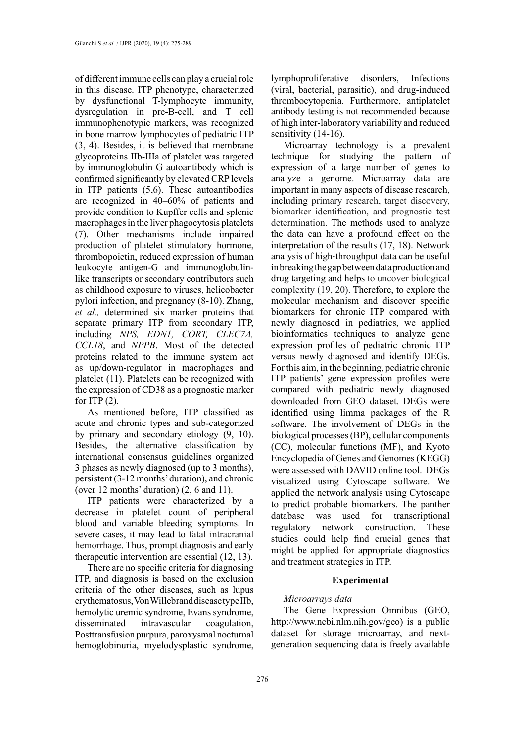of different immune cells can play a crucial role in this disease. ITP phenotype, characterized by dysfunctional T-lymphocyte immunity, dysregulation in pre-B-cell, and T cell immunophenotypic markers, was recognized in bone marrow lymphocytes of pediatric ITP (3, 4). Besides, it is believed that membrane glycoproteins IIb-IIIa of platelet was targeted by immunoglobulin G autoantibody which is confirmed significantly by elevated CRP levels in ITP patients (5,6). These autoantibodies are recognized in 40–60% of patients and provide condition to Kupffer cells and splenic macrophages in the liver phagocytosis platelets (7). Other mechanisms include impaired production of platelet stimulatory hormone, thrombopoietin, reduced expression of human leukocyte antigen-G and immunoglobulin-like transcripts or secondary contributors such as childhood exposure to viruses, helicobacter pylori infection, and pregnancy (8-10). Zhang, *et al.,* determined six marker proteins that separate primary ITP from secondary ITP, including *NPS, EDN1, CORT, CLEC7A, CCL18*, and *NPPB*. Most of the detected proteins related to the immune system act as up/down-regulator in macrophages and platelet (11). Platelets can be recognized with the expression of CD38 as a prognostic marker for ITP (2).

As mentioned before, ITP classified as acute and chronic types and sub-categorized by primary and secondary etiology (9, 10). Besides, the alternative classification by international consensus guidelines organized 3 phases as newly diagnosed (up to 3 months), persistent (3-12 months' duration), and chronic (over 12 months' duration) (2, 6 and 11).

ITP patients were characterized by a decrease in platelet count of peripheral blood and variable bleeding symptoms. In severe cases, it may lead to fatal intracranial hemorrhage. Thus, prompt diagnosis and early therapeutic intervention are essential (12, 13).

There are no specific criteria for diagnosing ITP, and diagnosis is based on the exclusion criteria of the other diseases, such as lupus erythematosus, Von Willebrand disease type IIb, hemolytic uremic syndrome, Evans syndrome, disseminated intravascular coagulation, Posttransfusion purpura, paroxysmal nocturnal hemoglobinuria, myelodysplastic syndrome, lymphoproliferative disorders, Infections (viral, bacterial, parasitic), and drug-induced thrombocytopenia. Furthermore, antiplatelet antibody testing is not recommended because of high inter-laboratory variability and reduced sensitivity (14-16).

Microarray technology is a prevalent technique for studying the pattern of expression of a large number of genes to analyze a genome. Microarray data are important in many aspects of disease research, including primary research, target discovery, biomarker identification, and prognostic test determination. The methods used to analyze the data can have a profound effect on the interpretation of the results (17, 18). Network analysis of high-throughput data can be useful in breaking the gap between data production and drug targeting and helps to uncover biological complexity (19, 20). Therefore, to explore the molecular mechanism and discover specific biomarkers for chronic ITP compared with newly diagnosed in pediatrics, we applied bioinformatics techniques to analyze gene expression profiles of pediatric chronic ITP versus newly diagnosed and identify DEGs. For this aim, in the beginning, pediatric chronic ITP patients' gene expression profiles were compared with pediatric newly diagnosed downloaded from GEO dataset. DEGs were identified using limma packages of the R software. The involvement of DEGs in the biological processes (BP), cellular components (CC), molecular functions (MF), and Kyoto Encyclopedia of Genes and Genomes (KEGG) were assessed with DAVID online tool. DEGs visualized using Cytoscape software. We applied the network analysis using Cytoscape to predict probable biomarkers. The panther database was used for transcriptional regulatory network construction. These studies could help find crucial genes that might be applied for appropriate diagnostics and treatment strategies in ITP.

## Experimental

*Microarrays data*

The Gene Expression Omnibus (GEO, http://www.ncbi.nlm.nih.gov/geo) is a public dataset for storage microarray, and next-generation sequencing data is freely available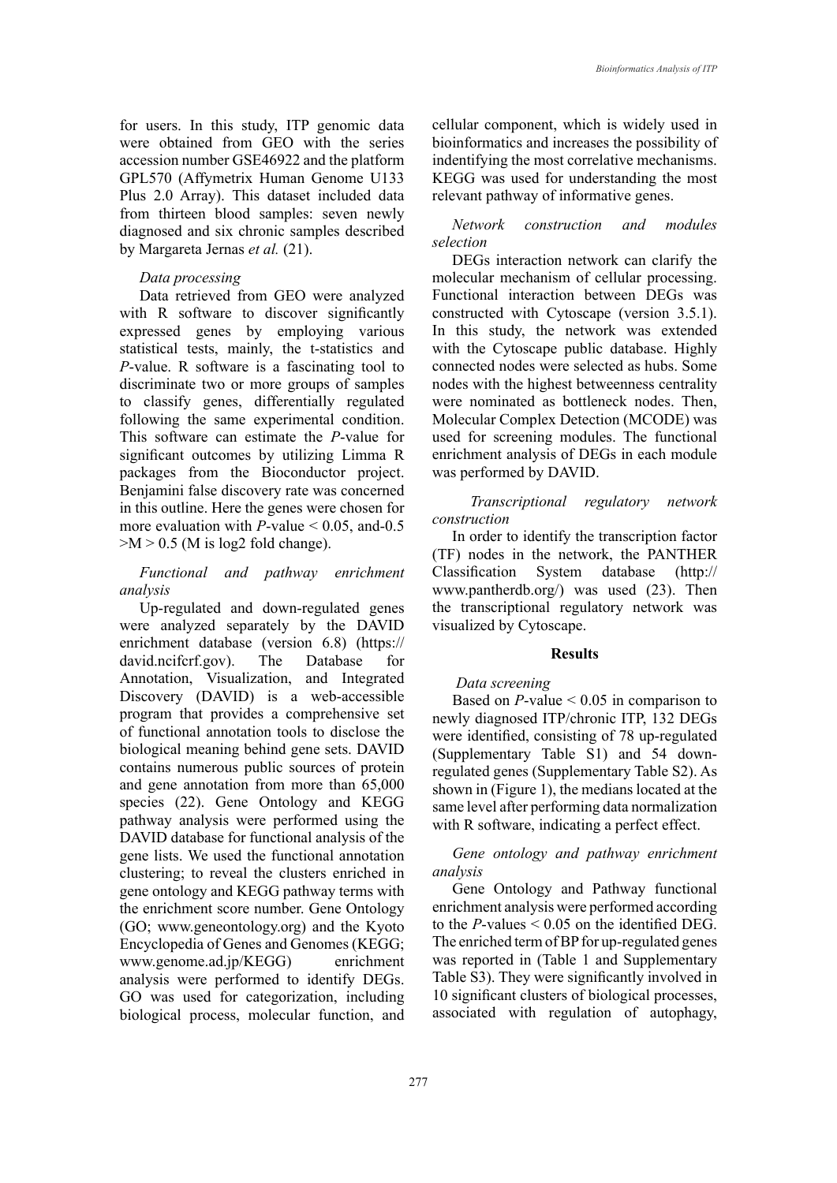for users. In this study, ITP genomic data were obtained from GEO with the series accession number GSE46922 and the platform GPL570 (Affymetrix Human Genome U133 Plus 2.0 Array). This dataset included data from thirteen blood samples: seven newly diagnosed and six chronic samples described by Margareta Jernas *et al.* (21).

*Data processing*

Data retrieved from GEO were analyzed with R software to discover significantly expressed genes by employing various statistical tests, mainly, the t-statistics and *P*-value. R software is a fascinating tool to discriminate two or more groups of samples to classify genes, differentially regulated following the same experimental condition. This software can estimate the *P*-value for significant outcomes by utilizing Limma R packages from the Bioconductor project. Benjamini false discovery rate was concerned in this outline. Here the genes were chosen for more evaluation with $P$-value $< 0.05$, and-0.5 $>M > 0.5$ (M is log2 fold change).

*Functional and pathway enrichment analysis*

Up-regulated and down-regulated genes were analyzed separately by the DAVID enrichment database (version 6.8) (https://david.ncifcrf.gov). The Database for Annotation, Visualization, and Integrated Discovery (DAVID) is a web-accessible program that provides a comprehensive set of functional annotation tools to disclose the biological meaning behind gene sets. DAVID contains numerous public sources of protein and gene annotation from more than 65,000 species (22). Gene Ontology and KEGG pathway analysis were performed using the DAVID database for functional analysis of the gene lists. We used the functional annotation clustering; to reveal the clusters enriched in gene ontology and KEGG pathway terms with the enrichment score number. Gene Ontology (GO; www.geneontology.org) and the Kyoto Encyclopedia of Genes and Genomes (KEGG; www.genome.ad.jp/KEGG) enrichment analysis were performed to identify DEGs. GO was used for categorization, including biological process, molecular function, and cellular component, which is widely used in bioinformatics and increases the possibility of indentifying the most correlative mechanisms. KEGG was used for understanding the most relevant pathway of informative genes.

*Network construction and modules selection*

DEGs interaction network can clarify the molecular mechanism of cellular processing. Functional interaction between DEGs was constructed with Cytoscape (version 3.5.1). In this study, the network was extended with the Cytoscape public database. Highly connected nodes were selected as hubs. Some nodes with the highest betweenness centrality were nominated as bottleneck nodes. Then, Molecular Complex Detection (MCODE) was used for screening modules. The functional enrichment analysis of DEGs in each module was performed by DAVID.

*Transcriptional regulatory network construction*

In order to identify the transcription factor (TF) nodes in the network, the PANTHER Classification System database (http://www.pantherdb.org/) was used (23). Then the transcriptional regulatory network was visualized by Cytoscape.

## Results

*Data screening*

Based on $P$-value $< 0.05$ in comparison to newly diagnosed ITP/chronic ITP, 132 DEGs were identified, consisting of 78 up-regulated (Supplementary Table S1) and 54 down-regulated genes (Supplementary Table S2). As shown in (Figure 1), the medians located at the same level after performing data normalization with R software, indicating a perfect effect.

*Gene ontology and pathway enrichment analysis*

Gene Ontology and Pathway functional enrichment analysis were performed according to the $P$-values $< 0.05$ on the identified DEG. The enriched term of BP for up-regulated genes was reported in (Table 1 and Supplementary Table S3). They were significantly involved in 10 significant clusters of biological processes, associated with regulation of autophagy,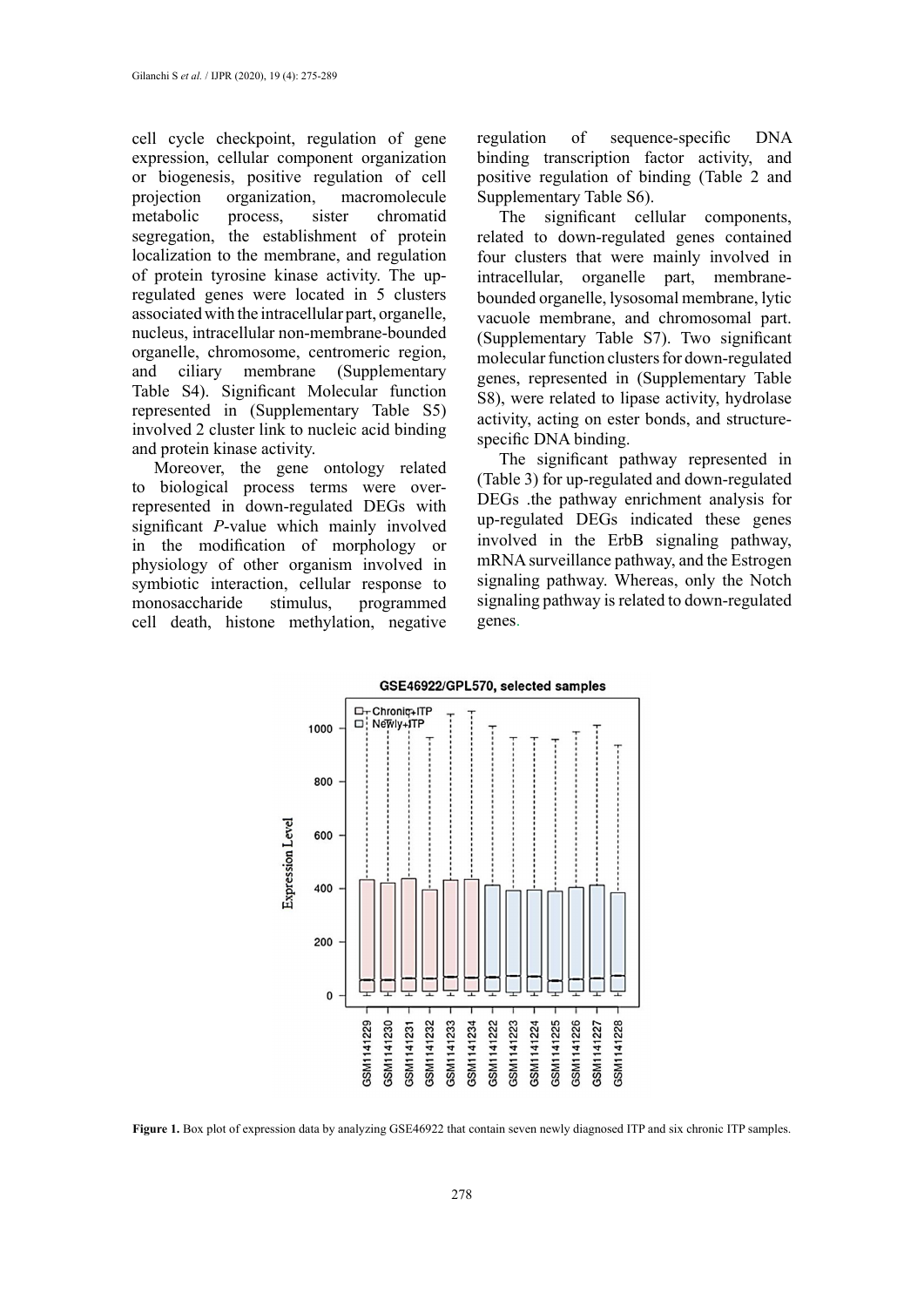cell cycle checkpoint, regulation of gene expression, cellular component organization or biogenesis, positive regulation of cell projection organization, macromolecule metabolic process, sister chromatid segregation, the establishment of protein localization to the membrane, and regulation of protein tyrosine kinase activity. The up-regulated genes were located in 5 clusters associated with the intracellular part, organelle, nucleus, intracellular non-membrane-bounded organelle, chromosome, centromeric region, and ciliary membrane (Supplementary Table S4). Significant Molecular function represented in (Supplementary Table S5) involved 2 cluster link to nucleic acid binding and protein kinase activity.

Moreover, the gene ontology related to biological process terms were over-represented in down-regulated DEGs with significant *P*-value which mainly involved in the modification of morphology or physiology of other organism involved in symbiotic interaction, cellular response to monosaccharide stimulus, programmed cell death, histone methylation, negative regulation of sequence-specific DNA binding transcription factor activity, and positive regulation of binding (Table 2 and Supplementary Table S6).

The significant cellular components, related to down-regulated genes contained four clusters that were mainly involved in intracellular, organelle part, membrane-bounded organelle, lysosomal membrane, lytic vacuole membrane, and chromosomal part. (Supplementary Table S7). Two significant molecular function clusters for down-regulated genes, represented in (Supplementary Table S8), were related to lipase activity, hydrolase activity, acting on ester bonds, and structure-specific DNA binding.

The significant pathway represented in (Table 3) for up-regulated and down-regulated DEGs .the pathway enrichment analysis for up-regulated DEGs indicated these genes involved in the ErbB signaling pathway, mRNA surveillance pathway, and the Estrogen signaling pathway. Whereas, only the Notch signaling pathway is related to down-regulated genes.

**Figure 1.** Box plot of expression data by analyzing GSE46922 that contain seven newly diagnosed ITP and six chronic ITP samples.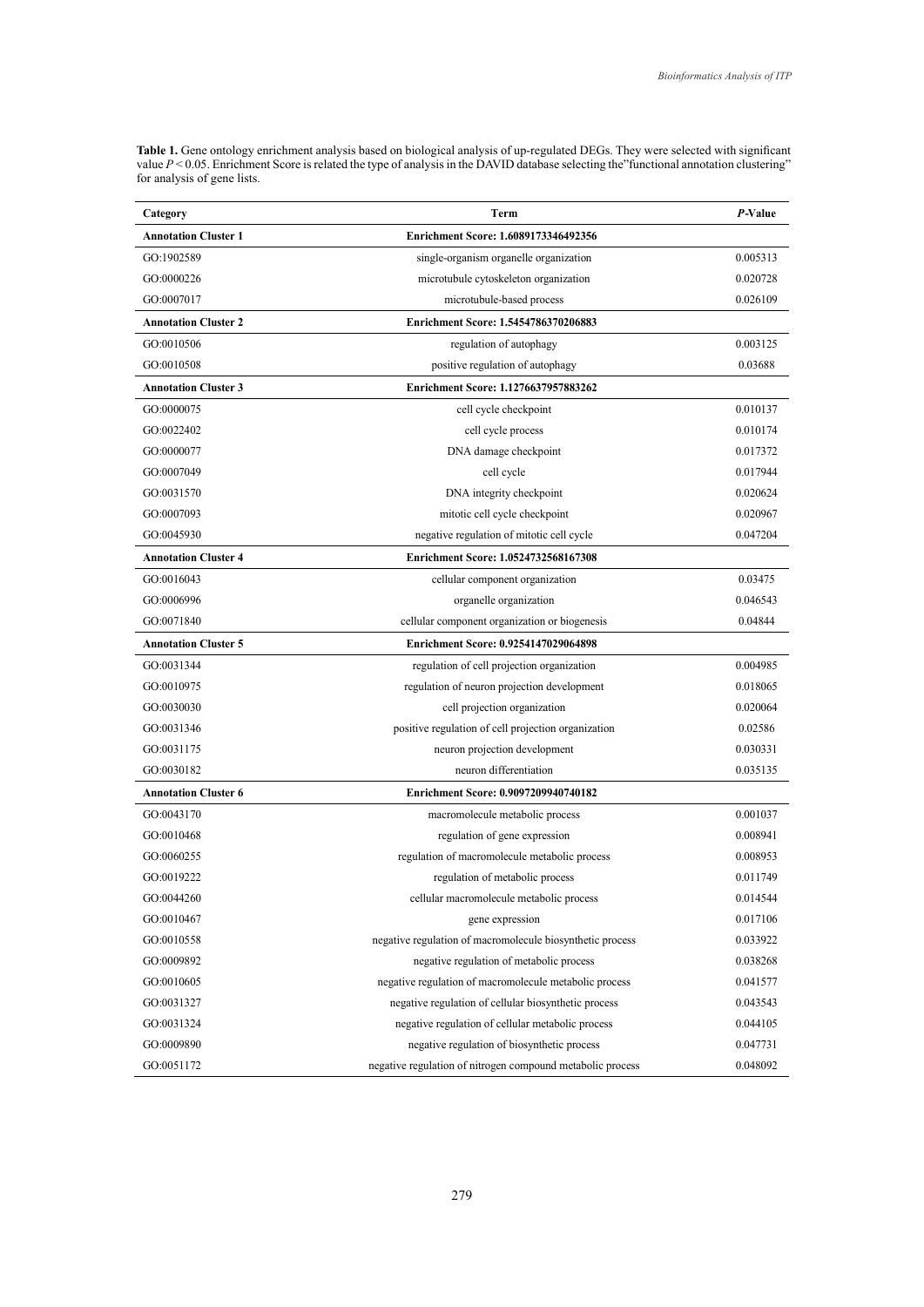**Table 1.** Gene ontology enrichment analysis based on biological analysis of up-regulated DEGs. They were selected with significant value $P < 0.05$. Enrichment Score is related the type of analysis in the DAVID database selecting the"functional annotation clustering" for analysis of gene lists.

| Category | Term | *P*-Value |
|---|---|---|
| **Annotation Cluster 1** | **Enrichment Score: 1.6089173346492356** | |
| GO:1902589 | single-organism organelle organization | 0.005313 |
| GO:0000226 | microtubule cytoskeleton organization | 0.020728 |
| GO:0007017 | microtubule-based process | 0.026109 |
| **Annotation Cluster 2** | **Enrichment Score: 1.5454786370206883** | |
| GO:0010506 | regulation of autophagy | 0.003125 |
| GO:0010508 | positive regulation of autophagy | 0.03688 |
| **Annotation Cluster 3** | **Enrichment Score: 1.1276637957883262** | |
| GO:0000075 | cell cycle checkpoint | 0.010137 |
| GO:0022402 | cell cycle process | 0.010174 |
| GO:0000077 | DNA damage checkpoint | 0.017372 |
| GO:0007049 | cell cycle | 0.017944 |
| GO:0031570 | DNA integrity checkpoint | 0.020624 |
| GO:0007093 | mitotic cell cycle checkpoint | 0.020967 |
| GO:0045930 | negative regulation of mitotic cell cycle | 0.047204 |
| **Annotation Cluster 4** | **Enrichment Score: 1.0524732568167308** | |
| GO:0016043 | cellular component organization | 0.03475 |
| GO:0006996 | organelle organization | 0.046543 |
| GO:0071840 | cellular component organization or biogenesis | 0.04844 |
| **Annotation Cluster 5** | **Enrichment Score: 0.9254147029064898** | |
| GO:0031344 | regulation of cell projection organization | 0.004985 |
| GO:0010975 | regulation of neuron projection development | 0.018065 |
| GO:0030030 | cell projection organization | 0.020064 |
| GO:0031346 | positive regulation of cell projection organization | 0.02586 |
| GO:0031175 | neuron projection development | 0.030331 |
| GO:0030182 | neuron differentiation | 0.035135 |
| **Annotation Cluster 6** | **Enrichment Score: 0.9097209940740182** | |
| GO:0043170 | macromolecule metabolic process | 0.001037 |
| GO:0010468 | regulation of gene expression | 0.008941 |
| GO:0060255 | regulation of macromolecule metabolic process | 0.008953 |
| GO:0019222 | regulation of metabolic process | 0.011749 |
| GO:0044260 | cellular macromolecule metabolic process | 0.014544 |
| GO:0010467 | gene expression | 0.017106 |
| GO:0010558 | negative regulation of macromolecule biosynthetic process | 0.033922 |
| GO:0009892 | negative regulation of metabolic process | 0.038268 |
| GO:0010605 | negative regulation of macromolecule metabolic process | 0.041577 |
| GO:0031327 | negative regulation of cellular biosynthetic process | 0.043543 |
| GO:0031324 | negative regulation of cellular metabolic process | 0.044105 |
| GO:0009890 | negative regulation of biosynthetic process | 0.047731 |
| GO:0051172 | negative regulation of nitrogen compound metabolic process | 0.048092 |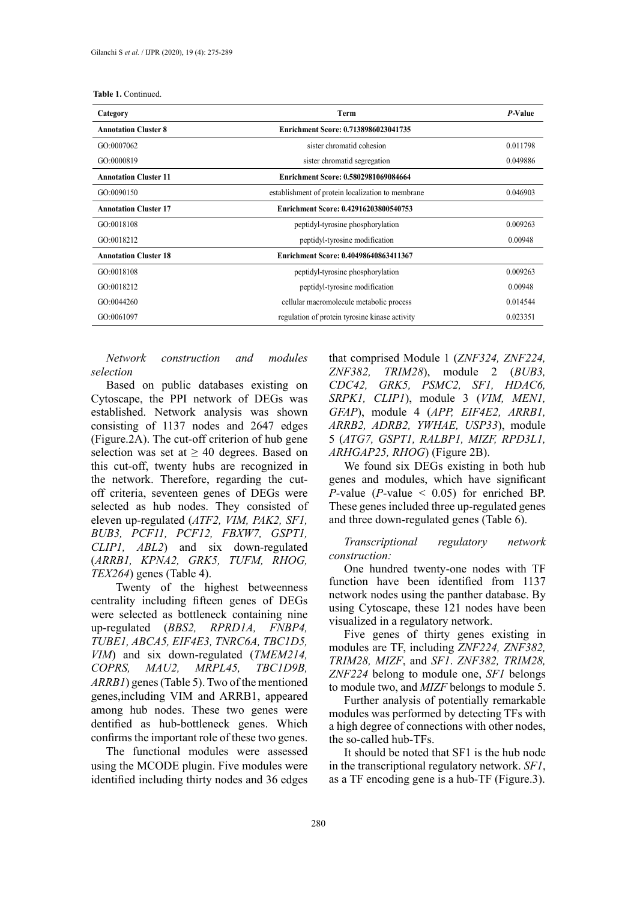**Table 1.** Continued.

| Category | Term | *P*-Value |
|---|---|---|
| **Annotation Cluster 8** | **Enrichment Score: 0.7138986023041735** | |
| GO:0007062 | sister chromatid cohesion | 0.011798 |
| GO:0000819 | sister chromatid segregation | 0.049886 |
| **Annotation Cluster 11** | **Enrichment Score: 0.5802981069084664** | |
| GO:0090150 | establishment of protein localization to membrane | 0.046903 |
| **Annotation Cluster 17** | **Enrichment Score: 0.42916203800540753** | |
| GO:0018108 | peptidyl-tyrosine phosphorylation | 0.009263 |
| GO:0018212 | peptidyl-tyrosine modification | 0.00948 |
| **Annotation Cluster 18** | **Enrichment Score: 0.40498640863411367** | |
| GO:0018108 | peptidyl-tyrosine phosphorylation | 0.009263 |
| GO:0018212 | peptidyl-tyrosine modification | 0.00948 |
| GO:0044260 | cellular macromolecule metabolic process | 0.014544 |
| GO:0061097 | regulation of protein tyrosine kinase activity | 0.023351 |

*Network construction and modules selection*

Based on public databases existing on Cytoscape, the PPI network of DEGs was established. Network analysis was shown consisting of 1137 nodes and 2647 edges (Figure.2A). The cut-off criterion of hub gene selection was set at $\geq$ 40 degrees. Based on this cut-off, twenty hubs are recognized in the network. Therefore, regarding the cut-off criteria, seventeen genes of DEGs were selected as hub nodes. They consisted of eleven up-regulated (*ATF2, VIM, PAK2, SF1, BUB3, PCF11, PCF12, FBXW7, GSPT1, CLIP1, ABL2*) and six down-regulated (*ARRB1, KPNA2, GRK5, TUFM, RHOG, TEX264*) genes (Table 4).

Twenty of the highest betweenness centrality including fifteen genes of DEGs were selected as bottleneck containing nine up-regulated (*BBS2, RPRD1A, FNBP4, TUBE1, ABCA5, EIF4E3, TNRC6A, TBC1D5, VIM*) and six down-regulated (*TMEM214, COPRS, MAU2, MRPL45, TBC1D9B, ARRB1*) genes (Table 5). Two of the mentioned genes,including VIM and ARRB1, appeared among hub nodes. These two genes were dentified as hub-bottleneck genes. Which confirms the important role of these two genes.

The functional modules were assessed using the MCODE plugin. Five modules were identified including thirty nodes and 36 edges that comprised Module 1 (*ZNF324, ZNF224, ZNF382, TRIM28*), module 2 (*BUB3, CDC42, GRK5, PSMC2, SF1, HDAC6, SRPK1, CLIP1*), module 3 (*VIM, MEN1, GFAP*), module 4 (*APP, EIF4E2, ARRB1, ARRB2, ADRB2, YWHAE, USP33*), module 5 (*ATG7, GSPT1, RALBP1, MIZF, RPD3L1, ARHGAP25, RHOG*) (Figure 2B).

We found six DEGs existing in both hub genes and modules, which have significant *P*-value (*P*-value < 0.05) for enriched BP. These genes included three up-regulated genes and three down-regulated genes (Table 6).

*Transcriptional regulatory network construction:*

One hundred twenty-one nodes with TF function have been identified from 1137 network nodes using the panther database. By using Cytoscape, these 121 nodes have been visualized in a regulatory network.

Five genes of thirty genes existing in modules are TF, including *ZNF224, ZNF382, TRIM28, MIZF*, and *SF1*. *ZNF382, TRIM28, ZNF224* belong to module one, *SF1* belongs to module two, and *MIZF* belongs to module 5.

Further analysis of potentially remarkable modules was performed by detecting TFs with a high degree of connections with other nodes, the so-called hub-TFs.

It should be noted that SF1 is the hub node in the transcriptional regulatory network. *SF1*, as a TF encoding gene is a hub-TF (Figure.3).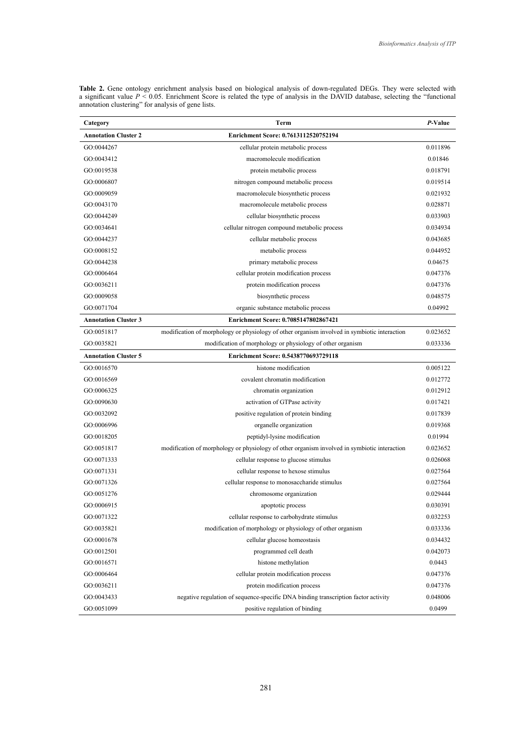**Table 2.** Gene ontology enrichment analysis based on biological analysis of down-regulated DEGs. They were selected with a significant value $P < 0.05$. Enrichment Score is related the type of analysis in the DAVID database, selecting the "functional annotation clustering" for analysis of gene lists.

| Category | Term | *P*-Value |
|---|---|---|
| **Annotation Cluster 2** | **Enrichment Score: 0.7613112520752194** | |
| GO:0044267 | cellular protein metabolic process | 0.011896 |
| GO:0043412 | macromolecule modification | 0.01846 |
| GO:0019538 | protein metabolic process | 0.018791 |
| GO:0006807 | nitrogen compound metabolic process | 0.019514 |
| GO:0009059 | macromolecule biosynthetic process | 0.021932 |
| GO:0043170 | macromolecule metabolic process | 0.028871 |
| GO:0044249 | cellular biosynthetic process | 0.033903 |
| GO:0034641 | cellular nitrogen compound metabolic process | 0.034934 |
| GO:0044237 | cellular metabolic process | 0.043685 |
| GO:0008152 | metabolic process | 0.044952 |
| GO:0044238 | primary metabolic process | 0.04675 |
| GO:0006464 | cellular protein modification process | 0.047376 |
| GO:0036211 | protein modification process | 0.047376 |
| GO:0009058 | biosynthetic process | 0.048575 |
| GO:0071704 | organic substance metabolic process | 0.04992 |
| **Annotation Cluster 3** | **Enrichment Score: 0.7085147802867421** | |
| GO:0051817 | modification of morphology or physiology of other organism involved in symbiotic interaction | 0.023652 |
| GO:0035821 | modification of morphology or physiology of other organism | 0.033336 |
| **Annotation Cluster 5** | **Enrichment Score: 0.5438770693729118** | |
| GO:0016570 | histone modification | 0.005122 |
| GO:0016569 | covalent chromatin modification | 0.012772 |
| GO:0006325 | chromatin organization | 0.012912 |
| GO:0090630 | activation of GTPase activity | 0.017421 |
| GO:0032092 | positive regulation of protein binding | 0.017839 |
| GO:0006996 | organelle organization | 0.019368 |
| GO:0018205 | peptidyl-lysine modification | 0.01994 |
| GO:0051817 | modification of morphology or physiology of other organism involved in symbiotic interaction | 0.023652 |
| GO:0071333 | cellular response to glucose stimulus | 0.026068 |
| GO:0071331 | cellular response to hexose stimulus | 0.027564 |
| GO:0071326 | cellular response to monosaccharide stimulus | 0.027564 |
| GO:0051276 | chromosome organization | 0.029444 |
| GO:0006915 | apoptotic process | 0.030391 |
| GO:0071322 | cellular response to carbohydrate stimulus | 0.032253 |
| GO:0035821 | modification of morphology or physiology of other organism | 0.033336 |
| GO:0001678 | cellular glucose homeostasis | 0.034432 |
| GO:0012501 | programmed cell death | 0.042073 |
| GO:0016571 | histone methylation | 0.0443 |
| GO:0006464 | cellular protein modification process | 0.047376 |
| GO:0036211 | protein modification process | 0.047376 |
| GO:0043433 | negative regulation of sequence-specific DNA binding transcription factor activity | 0.048006 |
| GO:0051099 | positive regulation of binding | 0.0499 |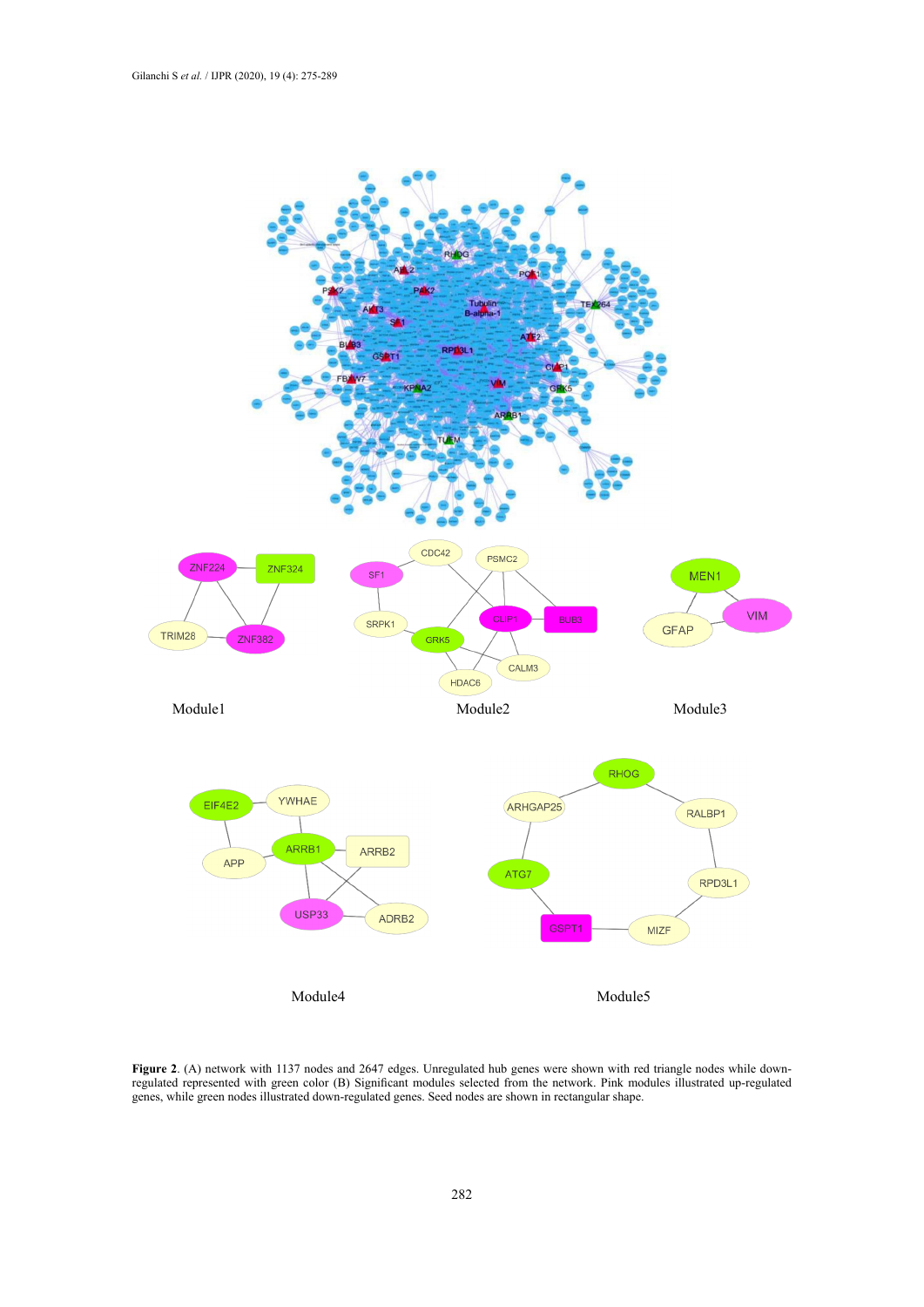**Figure 2**. (A) network with 1137 nodes and 2647 edges. Unregulated hub genes were shown with red triangle nodes while down-regulated represented with green color (B) Significant modules selected from the network. Pink modules illustrated up-regulated genes, while green nodes illustrated down-regulated genes. Seed nodes are shown in rectangular shape.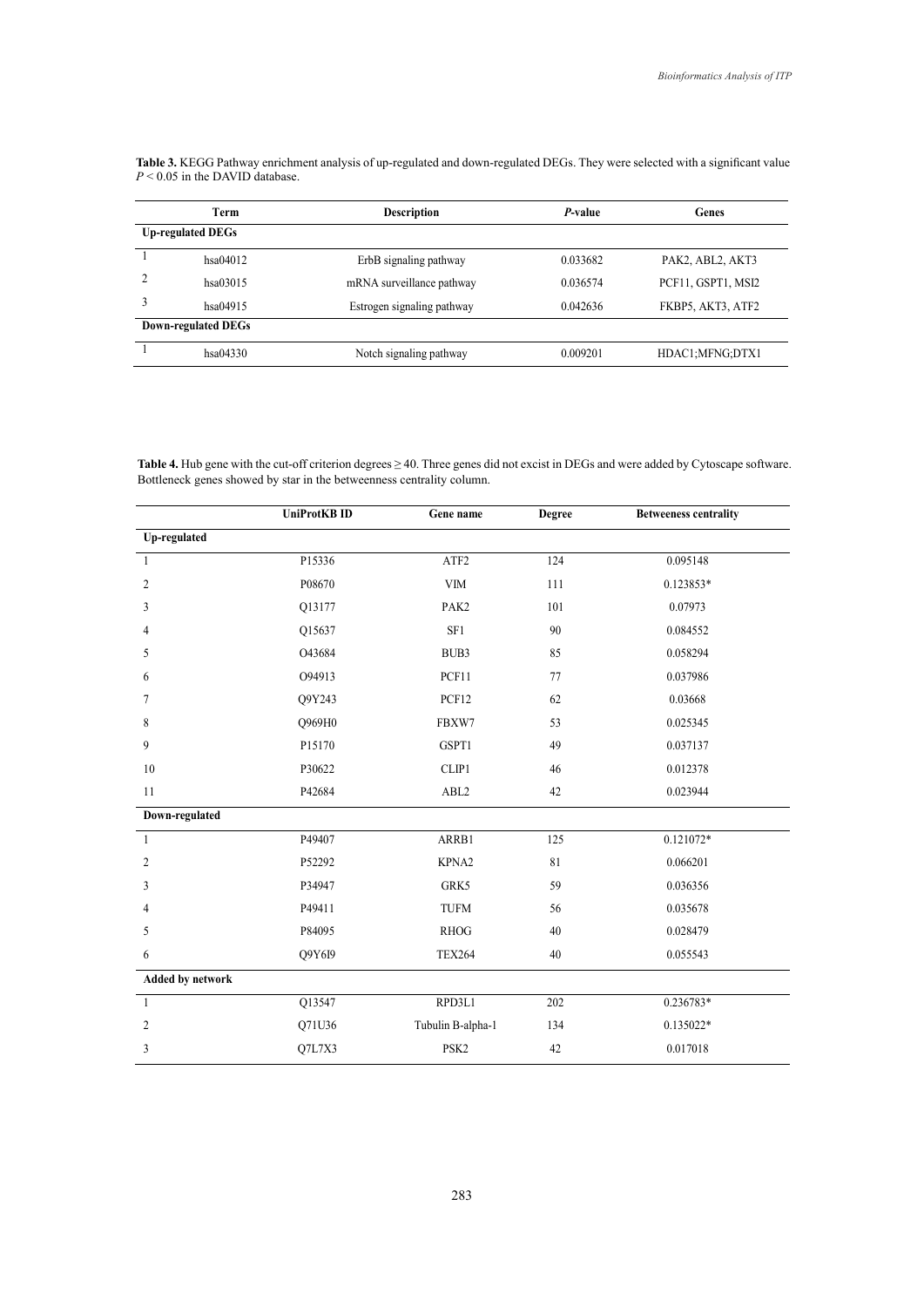**Table 3.** KEGG Pathway enrichment analysis of up-regulated and down-regulated DEGs. They were selected with a significant value $P < 0.05$ in the DAVID database.

| | Term | Description | *P*-value | Genes |
|---|---|---|---|---|
| **Up-regulated DEGs** | | | | |
| 1 | hsa04012 | ErbB signaling pathway | 0.033682 | PAK2, ABL2, AKT3 |
| 2 | hsa03015 | mRNA surveillance pathway | 0.036574 | PCF11, GSPT1, MSI2 |
| 3 | hsa04915 | Estrogen signaling pathway | 0.042636 | FKBP5, AKT3, ATF2 |
| **Down-regulated DEGs** | | | | |
| 1 | hsa04330 | Notch signaling pathway | 0.009201 | HDAC1;MFNG;DTX1 |

**Table 4.** Hub gene with the cut-off criterion degrees ≥ 40. Three genes did not excist in DEGs and were added by Cytoscape software. Bottleneck genes showed by star in the betweenness centrality column.

| | UniProtKB ID | Gene name | Degree | Betweeness centrality |
|---|---|---|---|---|
| **Up-regulated** | | | | |
| 1 | P15336 | ATF2 | 124 | 0.095148 |
| 2 | P08670 | VIM | 111 | 0.123853* |
| 3 | Q13177 | PAK2 | 101 | 0.07973 |
| 4 | Q15637 | SF1 | 90 | 0.084552 |
| 5 | O43684 | BUB3 | 85 | 0.058294 |
| 6 | O94913 | PCF11 | 77 | 0.037986 |
| 7 | Q9Y243 | PCF12 | 62 | 0.03668 |
| 8 | Q969H0 | FBXW7 | 53 | 0.025345 |
| 9 | P15170 | GSPT1 | 49 | 0.037137 |
| 10 | P30622 | CLIP1 | 46 | 0.012378 |
| 11 | P42684 | ABL2 | 42 | 0.023944 |
| **Down-regulated** | | | | |
| 1 | P49407 | ARRB1 | 125 | 0.121072* |
| 2 | P52292 | KPNA2 | 81 | 0.066201 |
| 3 | P34947 | GRK5 | 59 | 0.036356 |
| 4 | P49411 | TUFM | 56 | 0.035678 |
| 5 | P84095 | RHOG | 40 | 0.028479 |
| 6 | Q9Y6I9 | TEX264 | 40 | 0.055543 |
| **Added by network** | | | | |
| 1 | Q13547 | RPD3L1 | 202 | 0.236783* |
| 2 | Q71U36 | Tubulin B-alpha-1 | 134 | 0.135022* |
| 3 | Q7L7X3 | PSK2 | 42 | 0.017018 |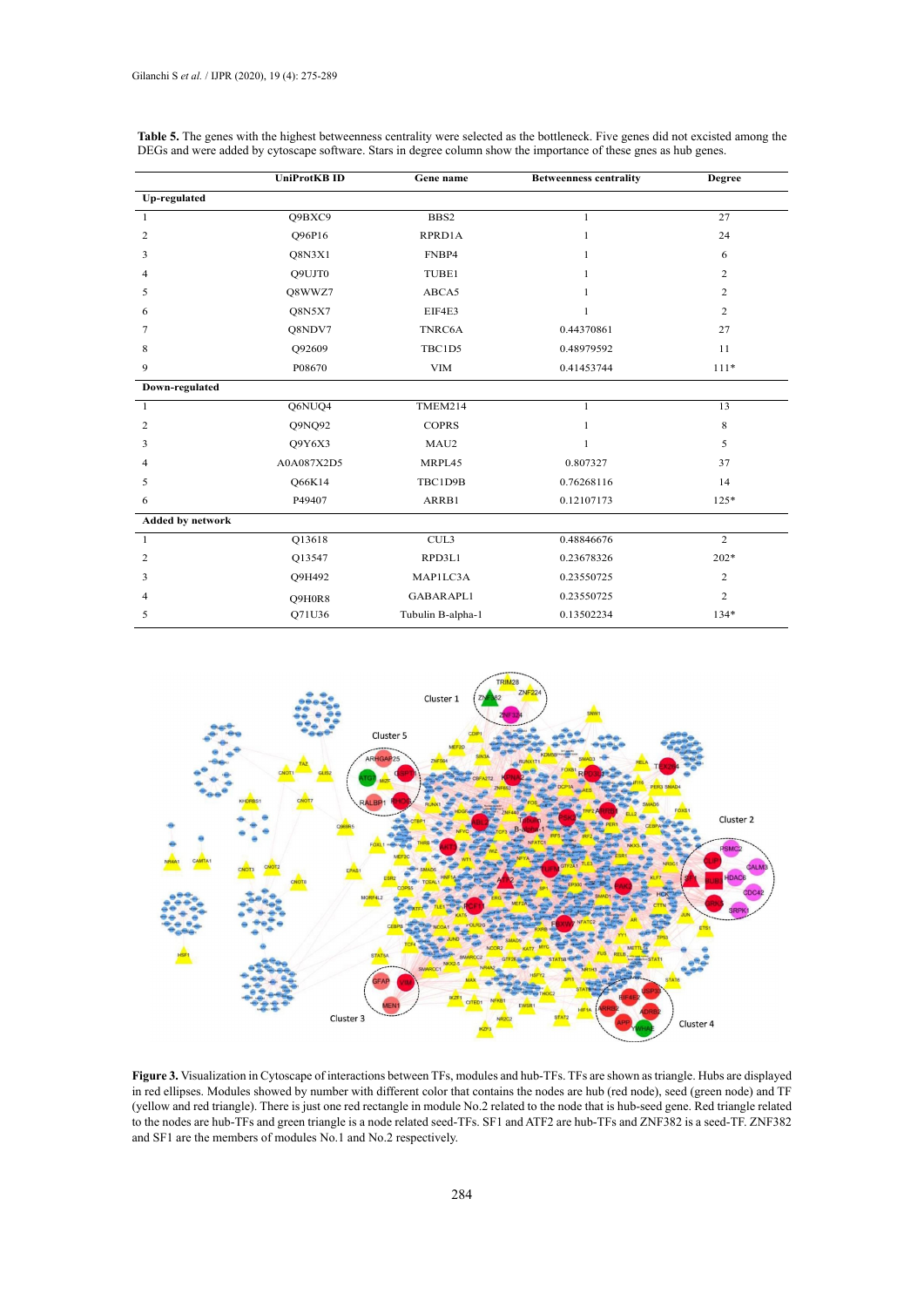**Table 5.** The genes with the highest betweenness centrality were selected as the bottleneck. Five genes did not excisted among the DEGs and were added by cytoscape software. Stars in degree column show the importance of these gnes as hub genes.

| | UniProtKB ID | Gene name | Betweenness centrality | Degree |
|---|---|---|---|---|
| **Up-regulated** | | | | |
| 1 | Q9BXC9 | BBS2 | 1 | 27 |
| 2 | Q96P16 | RPRD1A | 1 | 24 |
| 3 | Q8N3X1 | FNBP4 | 1 | 6 |
| 4 | Q9UJT0 | TUBE1 | 1 | 2 |
| 5 | Q8WWZ7 | ABCA5 | 1 | 2 |
| 6 | Q8N5X7 | EIF4E3 | 1 | 2 |
| 7 | Q8NDV7 | TNRC6A | 0.44370861 | 27 |
| 8 | Q92609 | TBC1D5 | 0.48979592 | 11 |
| 9 | P08670 | VIM | 0.41453744 | 111* |
| **Down-regulated** | | | | |
| 1 | Q6NUQ4 | TMEM214 | 1 | 13 |
| 2 | Q9NQ92 | COPRS | 1 | 8 |
| 3 | Q9Y6X3 | MAU2 | 1 | 5 |
| 4 | A0A087X2D5 | MRPL45 | 0.807327 | 37 |
| 5 | Q66K14 | TBC1D9B | 0.76268116 | 14 |
| 6 | P49407 | ARRB1 | 0.12107173 | 125* |
| **Added by network** | | | | |
| 1 | Q13618 | CUL3 | 0.48846676 | 2 |
| 2 | Q13547 | RPD3L1 | 0.23678326 | 202* |
| 3 | Q9H492 | MAP1LC3A | 0.23550725 | 2 |
| 4 | Q9H0R8 | GABARAPL1 | 0.23550725 | 2 |
| 5 | Q71U36 | Tubulin B-alpha-1 | 0.13502234 | 134* |

**Figure 3.** Visualization in Cytoscape of interactions between TFs, modules and hub-TFs. TFs are shown as triangle. Hubs are displayed in red ellipses. Modules showed by number with different color that contains the nodes are hub (red node), seed (green node) and TF (yellow and red triangle). There is just one red rectangle in module No.2 related to the node that is hub-seed gene. Red triangle related to the nodes are hub-TFs and green triangle is a node related seed-TFs. SF1 and ATF2 are hub-TFs and ZNF382 is a seed-TF. ZNF382 and SF1 are the members of modules No.1 and No.2 respectively.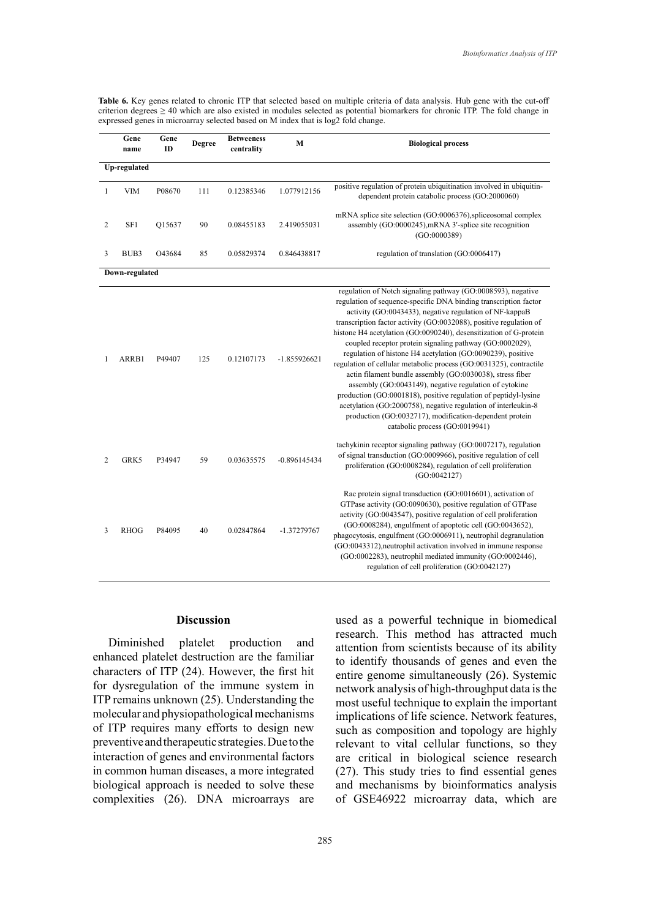**Table 6.** Key genes related to chronic ITP that selected based on multiple criteria of data analysis. Hub gene with the cut-off criterion degrees ≥ 40 which are also existed in modules selected as potential biomarkers for chronic ITP. The fold change in expressed genes in microarray selected based on M index that is log2 fold change.

| | Gene name | Gene ID | Degree | Betweeness centrality | M | Biological process |
|---|---|---|---|---|---|---|
| **Up-regulated** | | | | | | |
| 1 | VIM | P08670 | 111 | 0.12385346 | 1.077912156 | positive regulation of protein ubiquitination involved in ubiquitin-dependent protein catabolic process (GO:2000060) |
| 2 | SF1 | Q15637 | 90 | 0.08455183 | 2.419055031 | mRNA splice site selection (GO:0006376),spliceosomal complex assembly (GO:0000245),mRNA 3'-splice site recognition (GO:0000389) |
| 3 | BUB3 | O43684 | 85 | 0.05829374 | 0.846438817 | regulation of translation (GO:0006417) |
| **Down-regulated** | | | | | | |
| 1 | ARRB1 | P49407 | 125 | 0.12107173 | -1.855926621 | regulation of Notch signaling pathway (GO:0008593), negative regulation of sequence-specific DNA binding transcription factor activity (GO:0043433), negative regulation of NF-kappaB transcription factor activity (GO:0032088), positive regulation of histone H4 acetylation (GO:0090240), desensitization of G-protein coupled receptor protein signaling pathway (GO:0002029), regulation of histone H4 acetylation (GO:0090239), positive regulation of cellular metabolic process (GO:0031325), contractile actin filament bundle assembly (GO:0030038), stress fiber assembly (GO:0043149), negative regulation of cytokine production (GO:0001818), positive regulation of peptidyl-lysine acetylation (GO:2000758), negative regulation of interleukin-8 production (GO:0032717), modification-dependent protein catabolic process (GO:0019941) |
| 2 | GRK5 | P34947 | 59 | 0.03635575 | -0.896145434 | tachykinin receptor signaling pathway (GO:0007217), regulation of signal transduction (GO:0009966), positive regulation of cell proliferation (GO:0008284), regulation of cell proliferation (GO:0042127) |
| 3 | RHOG | P84095 | 40 | 0.02847864 | -1.37279767 | Rac protein signal transduction (GO:0016601), activation of GTPase activity (GO:0090630), positive regulation of GTPase activity (GO:0043547), positive regulation of cell proliferation (GO:0008284), engulfment of apoptotic cell (GO:0043652), phagocytosis, engulfment (GO:0006911), neutrophil degranulation (GO:0043312),neutrophil activation involved in immune response (GO:0002283), neutrophil mediated immunity (GO:0002446), regulation of cell proliferation (GO:0042127) |

## Discussion

Diminished platelet production and enhanced platelet destruction are the familiar characters of ITP (24). However, the first hit for dysregulation of the immune system in ITP remains unknown (25). Understanding the molecular and physiopathological mechanisms of ITP requires many efforts to design new preventive and therapeutic strategies. Due to the interaction of genes and environmental factors in common human diseases, a more integrated biological approach is needed to solve these complexities (26). DNA microarrays are used as a powerful technique in biomedical research. This method has attracted much attention from scientists because of its ability to identify thousands of genes and even the entire genome simultaneously (26). Systemic network analysis of high-throughput data is the most useful technique to explain the important implications of life science. Network features, such as composition and topology are highly relevant to vital cellular functions, so they are critical in biological science research (27). This study tries to find essential genes and mechanisms by bioinformatics analysis of GSE46922 microarray data, which are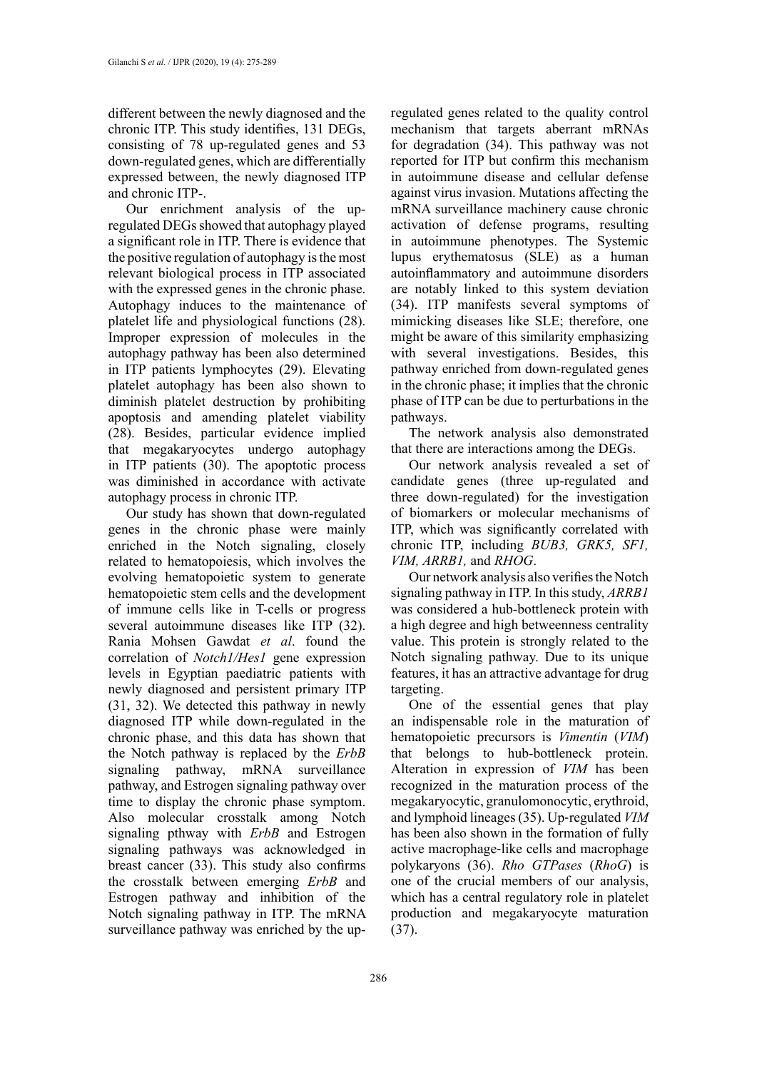different between the newly diagnosed and the chronic ITP. This study identifies, 131 DEGs, consisting of 78 up-regulated genes and 53 down-regulated genes, which are differentially expressed between, the newly diagnosed ITP and chronic ITP-.

Our enrichment analysis of the up-regulated DEGs showed that autophagy played a significant role in ITP. There is evidence that the positive regulation of autophagy is the most relevant biological process in ITP associated with the expressed genes in the chronic phase. Autophagy induces to the maintenance of platelet life and physiological functions (28). Improper expression of molecules in the autophagy pathway has been also determined in ITP patients lymphocytes (29). Elevating platelet autophagy has been also shown to diminish platelet destruction by prohibiting apoptosis and amending platelet viability (28). Besides, particular evidence implied that megakaryocytes undergo autophagy in ITP patients (30). The apoptotic process was diminished in accordance with activate autophagy process in chronic ITP.

Our study has shown that down-regulated genes in the chronic phase were mainly enriched in the Notch signaling, closely related to hematopoiesis, which involves the evolving hematopoietic system to generate hematopoietic stem cells and the development of immune cells like in T-cells or progress several autoimmune diseases like ITP (32). Rania Mohsen Gawdat *et al*. found the correlation of *Notch1/Hes1* gene expression levels in Egyptian paediatric patients with newly diagnosed and persistent primary ITP (31, 32). We detected this pathway in newly diagnosed ITP while down-regulated in the chronic phase, and this data has shown that the Notch pathway is replaced by the *ErbB* signaling pathway, mRNA surveillance pathway, and Estrogen signaling pathway over time to display the chronic phase symptom. Also molecular crosstalk among Notch signaling pthway with *ErbB* and Estrogen signaling pathways was acknowledged in breast cancer (33). This study also confirms the crosstalk between emerging *ErbB* and Estrogen pathway and inhibition of the Notch signaling pathway in ITP. The mRNA surveillance pathway was enriched by the up-regulated genes related to the quality control mechanism that targets aberrant mRNAs for degradation (34). This pathway was not reported for ITP but confirm this mechanism in autoimmune disease and cellular defense against virus invasion. Mutations affecting the mRNA surveillance machinery cause chronic activation of defense programs, resulting in autoimmune phenotypes. The Systemic lupus erythematosus (SLE) as a human autoinflammatory and autoimmune disorders are notably linked to this system deviation (34). ITP manifests several symptoms of mimicking diseases like SLE; therefore, one might be aware of this similarity emphasizing with several investigations. Besides, this pathway enriched from down-regulated genes in the chronic phase; it implies that the chronic phase of ITP can be due to perturbations in the pathways.

The network analysis also demonstrated that there are interactions among the DEGs.

Our network analysis revealed a set of candidate genes (three up-regulated and three down-regulated) for the investigation of biomarkers or molecular mechanisms of ITP, which was significantly correlated with chronic ITP, including *BUB3, GRK5, SF1, VIM, ARRB1,* and *RHOG*.

Our network analysis also verifies the Notch signaling pathway in ITP. In this study, *ARRB1* was considered a hub-bottleneck protein with a high degree and high betweenness centrality value. This protein is strongly related to the Notch signaling pathway. Due to its unique features, it has an attractive advantage for drug targeting.

One of the essential genes that play an indispensable role in the maturation of hematopoietic precursors is *Vimentin* (*VIM*) that belongs to hub-bottleneck protein. Alteration in expression of *VIM* has been recognized in the maturation process of the megakaryocytic, granulomonocytic, erythroid, and lymphoid lineages (35). Up-regulated *VIM* has been also shown in the formation of fully active macrophage-like cells and macrophage polykaryons (36). *Rho GTPases* (*RhoG*) is one of the crucial members of our analysis, which has a central regulatory role in platelet production and megakaryocyte maturation (37).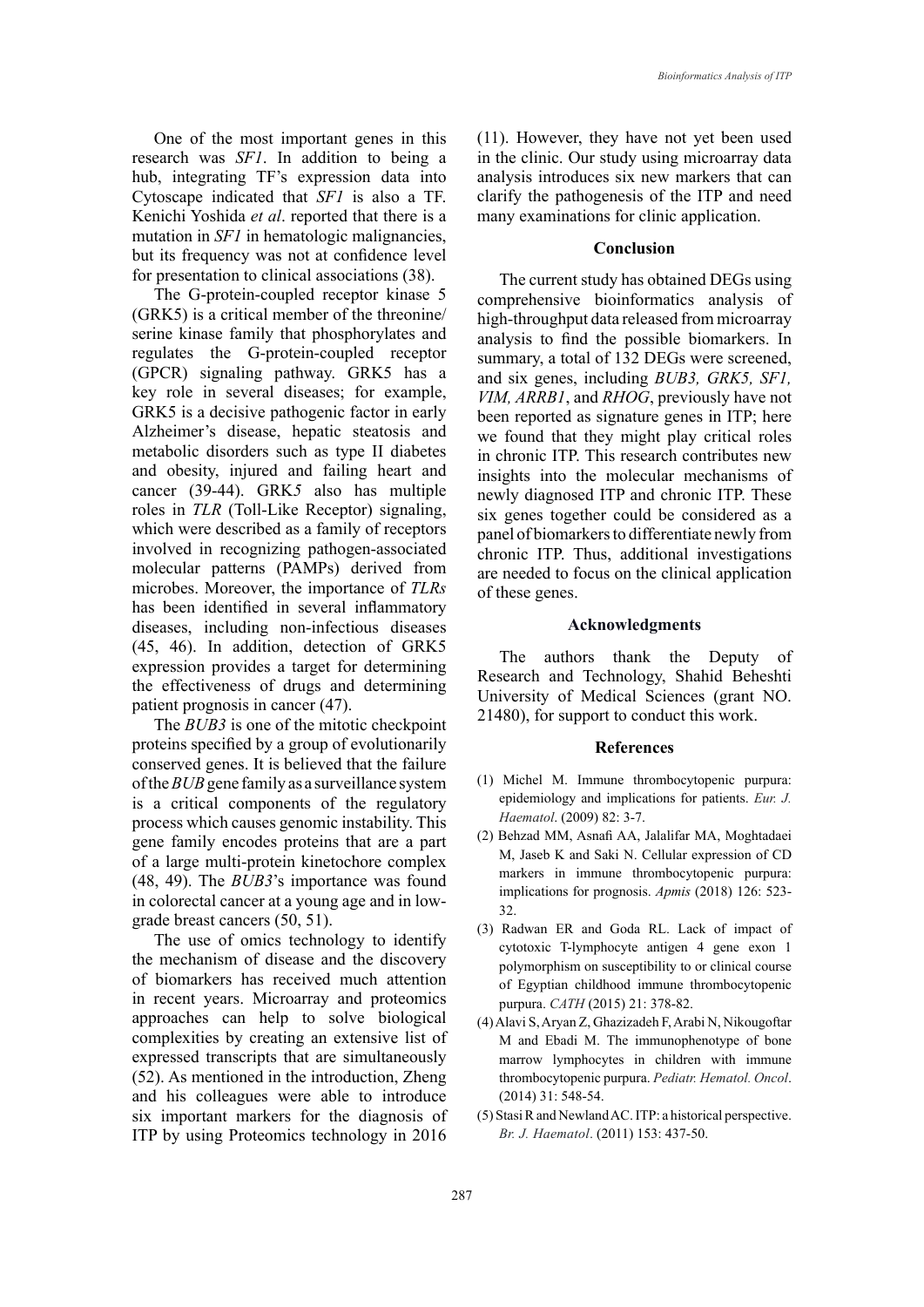One of the most important genes in this research was *SF1*. In addition to being a hub, integrating TF's expression data into Cytoscape indicated that *SF1* is also a TF. Kenichi Yoshida *et al*. reported that there is a mutation in *SF1* in hematologic malignancies, but its frequency was not at confidence level for presentation to clinical associations (38).

The G-protein-coupled receptor kinase 5 (GRK5) is a critical member of the threonine/serine kinase family that phosphorylates and regulates the G-protein-coupled receptor (GPCR) signaling pathway. GRK5 has a key role in several diseases; for example, GRK5 is a decisive pathogenic factor in early Alzheimer's disease, hepatic steatosis and metabolic disorders such as type II diabetes and obesity, injured and failing heart and cancer (39-44). GRK*5* also has multiple roles in *TLR* (Toll-Like Receptor) signaling, which were described as a family of receptors involved in recognizing pathogen-associated molecular patterns (PAMPs) derived from microbes. Moreover, the importance of *TLRs* has been identified in several inflammatory diseases, including non-infectious diseases (45, 46). In addition, detection of GRK5 expression provides a target for determining the effectiveness of drugs and determining patient prognosis in cancer (47).

The *BUB3* is one of the mitotic checkpoint proteins specified by a group of evolutionarily conserved genes. It is believed that the failure of the *BUB* gene family as a surveillance system is a critical components of the regulatory process which causes genomic instability. This gene family encodes proteins that are a part of a large multi-protein kinetochore complex (48, 49). The *BUB3*'s importance was found in colorectal cancer at a young age and in low-grade breast cancers (50, 51).

The use of omics technology to identify the mechanism of disease and the discovery of biomarkers has received much attention in recent years. Microarray and proteomics approaches can help to solve biological complexities by creating an extensive list of expressed transcripts that are simultaneously (52). As mentioned in the introduction, Zheng and his colleagues were able to introduce six important markers for the diagnosis of ITP by using Proteomics technology in 2016 (11). However, they have not yet been used in the clinic. Our study using microarray data analysis introduces six new markers that can clarify the pathogenesis of the ITP and need many examinations for clinic application.

## Conclusion

The current study has obtained DEGs using comprehensive bioinformatics analysis of high-throughput data released from microarray analysis to find the possible biomarkers. In summary, a total of 132 DEGs were screened, and six genes, including *BUB3, GRK5, SF1, VIM, ARRB1*, and *RHOG*, previously have not been reported as signature genes in ITP; here we found that they might play critical roles in chronic ITP. This research contributes new insights into the molecular mechanisms of newly diagnosed ITP and chronic ITP. These six genes together could be considered as a panel of biomarkers to differentiate newly from chronic ITP. Thus, additional investigations are needed to focus on the clinical application of these genes.

## Acknowledgments

The authors thank the Deputy of Research and Technology, Shahid Beheshti University of Medical Sciences (grant NO. 21480), for support to conduct this work.

## References

(1) Michel M. Immune thrombocytopenic purpura: epidemiology and implications for patients. *Eur. J. Haematol*. (2009) 82: 3-7.

(2) Behzad MM, Asnafi AA, Jalalifar MA, Moghtadaei M, Jaseb K and Saki N. Cellular expression of CD markers in immune thrombocytopenic purpura: implications for prognosis. *Apmis* (2018) 126: 523-32.

(3) Radwan ER and Goda RL. Lack of impact of cytotoxic T-lymphocyte antigen 4 gene exon 1 polymorphism on susceptibility to or clinical course of Egyptian childhood immune thrombocytopenic purpura. *CATH* (2015) 21: 378-82.

(4) Alavi S, Aryan Z, Ghazizadeh F, Arabi N, Nikougoftar M and Ebadi M. The immunophenotype of bone marrow lymphocytes in children with immune thrombocytopenic purpura. *Pediatr. Hematol. Oncol*. (2014) 31: 548-54.

(5) Stasi R and Newland AC. ITP: a historical perspective. *Br. J. Haematol*. (2011) 153: 437-50.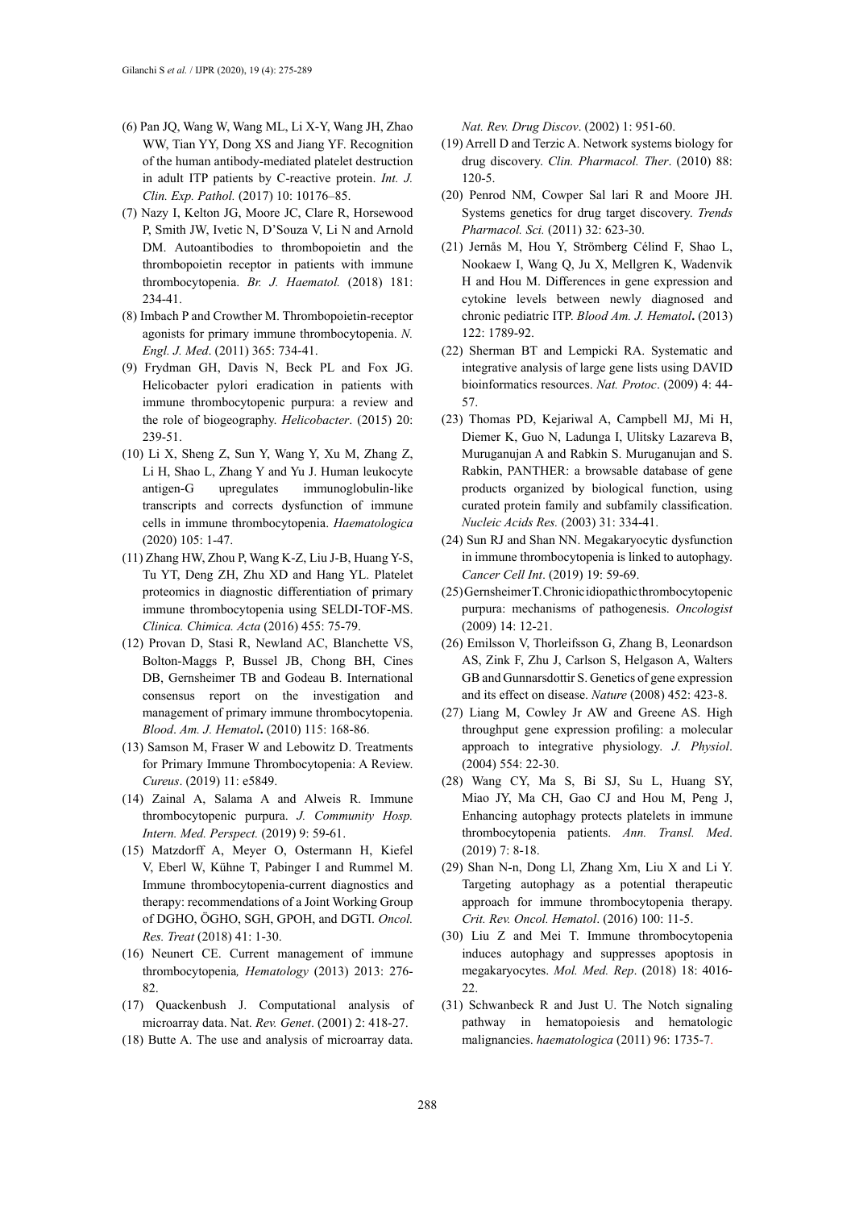(6) Pan JQ, Wang W, Wang ML, Li X-Y, Wang JH, Zhao WW, Tian YY, Dong XS and Jiang YF. Recognition of the human antibody-mediated platelet destruction in adult ITP patients by C-reactive protein. *Int. J. Clin. Exp. Pathol.* (2017) 10: 10176–85.

(7) Nazy I, Kelton JG, Moore JC, Clare R, Horsewood P, Smith JW, Ivetic N, D'Souza V, Li N and Arnold DM. Autoantibodies to thrombopoietin and the thrombopoietin receptor in patients with immune thrombocytopenia. *Br. J. Haematol.* (2018) 181: 234-41.

(8) Imbach P and Crowther M. Thrombopoietin-receptor agonists for primary immune thrombocytopenia. *N. Engl. J. Med*. (2011) 365: 734-41.

(9) Frydman GH, Davis N, Beck PL and Fox JG. Helicobacter pylori eradication in patients with immune thrombocytopenic purpura: a review and the role of biogeography. *Helicobacter*. (2015) 20: 239-51.

(10) Li X, Sheng Z, Sun Y, Wang Y, Xu M, Zhang Z, Li H, Shao L, Zhang Y and Yu J. Human leukocyte antigen-G upregulates immunoglobulin-like transcripts and corrects dysfunction of immune cells in immune thrombocytopenia. *Haematologica* (2020) 105: 1-47.

(11) Zhang HW, Zhou P, Wang K-Z, Liu J-B, Huang Y-S, Tu YT, Deng ZH, Zhu XD and Hang YL. Platelet proteomics in diagnostic differentiation of primary immune thrombocytopenia using SELDI-TOF-MS. *Clinica. Chimica. Acta* (2016) 455: 75-79.

(12) Provan D, Stasi R, Newland AC, Blanchette VS, Bolton-Maggs P, Bussel JB, Chong BH, Cines DB, Gernsheimer TB and Godeau B. International consensus report on the investigation and management of primary immune thrombocytopenia. *Blood*. *Am. J. Hematol***.** (2010) 115: 168-86.

(13) Samson M, Fraser W and Lebowitz D. Treatments for Primary Immune Thrombocytopenia: A Review. *Cureus*. (2019) 11: e5849.

(14) Zainal A, Salama A and Alweis R. Immune thrombocytopenic purpura. *J. Community Hosp. Intern. Med. Perspect.* (2019) 9: 59-61.

(15) Matzdorff A, Meyer O, Ostermann H, Kiefel V, Eberl W, Kühne T, Pabinger I and Rummel M. Immune thrombocytopenia-current diagnostics and therapy: recommendations of a Joint Working Group of DGHO, ÖGHO, SGH, GPOH, and DGTI. *Oncol. Res. Treat* (2018) 41: 1-30.

(16) Neunert CE. Current management of immune thrombocytopenia*, Hematology* (2013) 2013: 276-82.

(17) Quackenbush J. Computational analysis of microarray data. Nat. *Rev. Genet*. (2001) 2: 418-27.

(18) Butte A. The use and analysis of microarray data. *Nat. Rev. Drug Discov*. (2002) 1: 951-60.

(19) Arrell D and Terzic A. Network systems biology for drug discovery. *Clin. Pharmacol. Ther*. (2010) 88: 120-5.

(20) Penrod NM, Cowper Sal lari R and Moore JH. Systems genetics for drug target discovery. *Trends Pharmacol. Sci.* (2011) 32: 623-30.

(21) Jernås M, Hou Y, Strömberg Célind F, Shao L, Nookaew I, Wang Q, Ju X, Mellgren K, Wadenvik H and Hou M. Differences in gene expression and cytokine levels between newly diagnosed and chronic pediatric ITP. *Blood Am. J. Hematol***.** (2013) 122: 1789-92.

(22) Sherman BT and Lempicki RA. Systematic and integrative analysis of large gene lists using DAVID bioinformatics resources. *Nat. Protoc*. (2009) 4: 44-57.

(23) Thomas PD, Kejariwal A, Campbell MJ, Mi H, Diemer K, Guo N, Ladunga I, Ulitsky Lazareva B, Muruganujan A and Rabkin S. Muruganujan and S. Rabkin, PANTHER: a browsable database of gene products organized by biological function, using curated protein family and subfamily classification. *Nucleic Acids Res.* (2003) 31: 334-41.

(24) Sun RJ and Shan NN. Megakaryocytic dysfunction in immune thrombocytopenia is linked to autophagy. *Cancer Cell Int*. (2019) 19: 59-69.

(25) Gernsheimer T. Chronic idiopathic thrombocytopenic purpura: mechanisms of pathogenesis. *Oncologist* (2009) 14: 12-21.

(26) Emilsson V, Thorleifsson G, Zhang B, Leonardson AS, Zink F, Zhu J, Carlson S, Helgason A, Walters GB and Gunnarsdottir S. Genetics of gene expression and its effect on disease. *Nature* (2008) 452: 423-8.

(27) Liang M, Cowley Jr AW and Greene AS. High throughput gene expression profiling: a molecular approach to integrative physiology. *J. Physiol*. (2004) 554: 22-30.

(28) Wang CY, Ma S, Bi SJ, Su L, Huang SY, Miao JY, Ma CH, Gao CJ and Hou M, Peng J, Enhancing autophagy protects platelets in immune thrombocytopenia patients. *Ann. Transl. Med*. (2019) 7: 8-18.

(29) Shan N-n, Dong Ll, Zhang Xm, Liu X and Li Y. Targeting autophagy as a potential therapeutic approach for immune thrombocytopenia therapy. *Crit. Rev. Oncol. Hematol*. (2016) 100: 11-5.

(30) Liu Z and Mei T. Immune thrombocytopenia induces autophagy and suppresses apoptosis in megakaryocytes. *Mol. Med. Rep*. (2018) 18: 4016-22.

(31) Schwanbeck R and Just U. The Notch signaling pathway in hematopoiesis and hematologic malignancies. *haematologica* (2011) 96: 1735-7.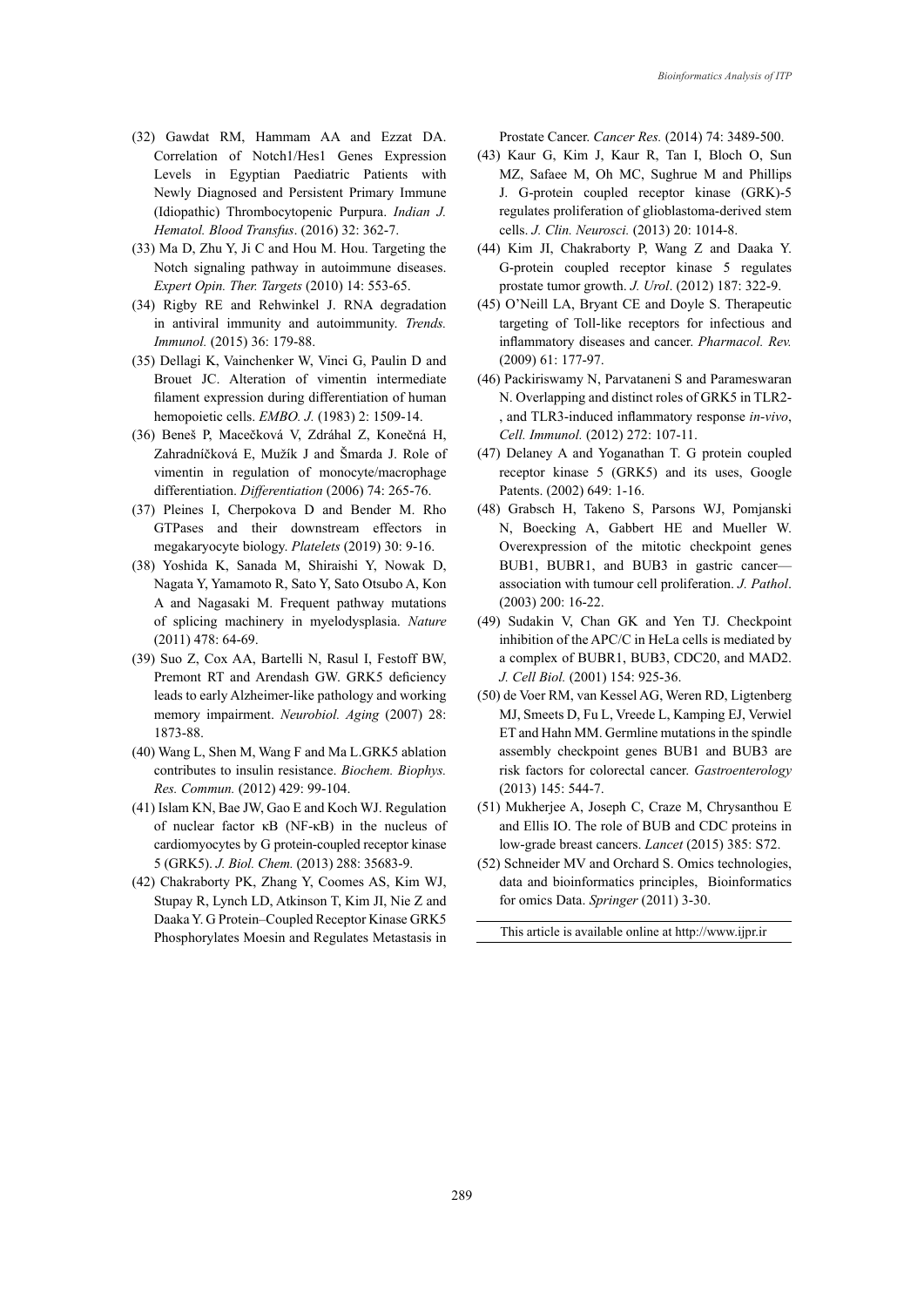(32) Gawdat RM, Hammam AA and Ezzat DA. Correlation of Notch1/Hes1 Genes Expression Levels in Egyptian Paediatric Patients with Newly Diagnosed and Persistent Primary Immune (Idiopathic) Thrombocytopenic Purpura. *Indian J. Hematol. Blood Transfus*. (2016) 32: 362-7.

(33) Ma D, Zhu Y, Ji C and Hou M. Hou. Targeting the Notch signaling pathway in autoimmune diseases. *Expert Opin. Ther. Targets* (2010) 14: 553-65.

(34) Rigby RE and Rehwinkel J. RNA degradation in antiviral immunity and autoimmunity. *Trends. Immunol.* (2015) 36: 179-88.

(35) Dellagi K, Vainchenker W, Vinci G, Paulin D and Brouet JC. Alteration of vimentin intermediate filament expression during differentiation of human hemopoietic cells. *EMBO. J.* (1983) 2: 1509-14.

(36) Beneš P, Macečková V, Zdráhal Z, Konečná H, Zahradníčková E, Mužík J and Šmarda J. Role of vimentin in regulation of monocyte/macrophage differentiation. *Differentiation* (2006) 74: 265-76.

(37) Pleines I, Cherpokova D and Bender M. Rho GTPases and their downstream effectors in megakaryocyte biology. *Platelets* (2019) 30: 9-16.

(38) Yoshida K, Sanada M, Shiraishi Y, Nowak D, Nagata Y, Yamamoto R, Sato Y, Sato Otsubo A, Kon A and Nagasaki M. Frequent pathway mutations of splicing machinery in myelodysplasia. *Nature* (2011) 478: 64-69.

(39) Suo Z, Cox AA, Bartelli N, Rasul I, Festoff BW, Premont RT and Arendash GW. GRK5 deficiency leads to early Alzheimer-like pathology and working memory impairment. *Neurobiol. Aging* (2007) 28: 1873-88.

(40) Wang L, Shen M, Wang F and Ma L.GRK5 ablation contributes to insulin resistance. *Biochem. Biophys. Res. Commun.* (2012) 429: 99-104.

(41) Islam KN, Bae JW, Gao E and Koch WJ. Regulation of nuclear factor κB (NF-κB) in the nucleus of cardiomyocytes by G protein-coupled receptor kinase 5 (GRK5). *J. Biol. Chem.* (2013) 288: 35683-9.

(42) Chakraborty PK, Zhang Y, Coomes AS, Kim WJ, Stupay R, Lynch LD, Atkinson T, Kim JI, Nie Z and Daaka Y. G Protein–Coupled Receptor Kinase GRK5 Phosphorylates Moesin and Regulates Metastasis in Prostate Cancer. *Cancer Res.* (2014) 74: 3489-500.

(43) Kaur G, Kim J, Kaur R, Tan I, Bloch O, Sun MZ, Safaee M, Oh MC, Sughrue M and Phillips J. G-protein coupled receptor kinase (GRK)-5 regulates proliferation of glioblastoma-derived stem cells. *J. Clin. Neurosci.* (2013) 20: 1014-8.

(44) Kim JI, Chakraborty P, Wang Z and Daaka Y. G-protein coupled receptor kinase 5 regulates prostate tumor growth. *J. Urol*. (2012) 187: 322-9.

(45) O'Neill LA, Bryant CE and Doyle S. Therapeutic targeting of Toll-like receptors for infectious and inflammatory diseases and cancer. *Pharmacol. Rev.* (2009) 61: 177-97.

(46) Packiriswamy N, Parvataneni S and Parameswaran N. Overlapping and distinct roles of GRK5 in TLR2-, and TLR3-induced inflammatory response *in-vivo*, *Cell. Immunol.* (2012) 272: 107-11.

(47) Delaney A and Yoganathan T. G protein coupled receptor kinase 5 (GRK5) and its uses, Google Patents. (2002) 649: 1-16.

(48) Grabsch H, Takeno S, Parsons WJ, Pomjanski N, Boecking A, Gabbert HE and Mueller W. Overexpression of the mitotic checkpoint genes BUB1, BUBR1, and BUB3 in gastric cancer—association with tumour cell proliferation. *J. Pathol*. (2003) 200: 16-22.

(49) Sudakin V, Chan GK and Yen TJ. Checkpoint inhibition of the APC/C in HeLa cells is mediated by a complex of BUBR1, BUB3, CDC20, and MAD2. *J. Cell Biol.* (2001) 154: 925-36.

(50) de Voer RM, van Kessel AG, Weren RD, Ligtenberg MJ, Smeets D, Fu L, Vreede L, Kamping EJ, Verwiel ET and Hahn MM. Germline mutations in the spindle assembly checkpoint genes BUB1 and BUB3 are risk factors for colorectal cancer. *Gastroenterology* (2013) 145: 544-7.

(51) Mukherjee A, Joseph C, Craze M, Chrysanthou E and Ellis IO. The role of BUB and CDC proteins in low-grade breast cancers. *Lancet* (2015) 385: S72.

(52) Schneider MV and Orchard S. Omics technologies, data and bioinformatics principles, Bioinformatics for omics Data. *Springer* (2011) 3-30.

This article is available online at http://www.ijpr.ir